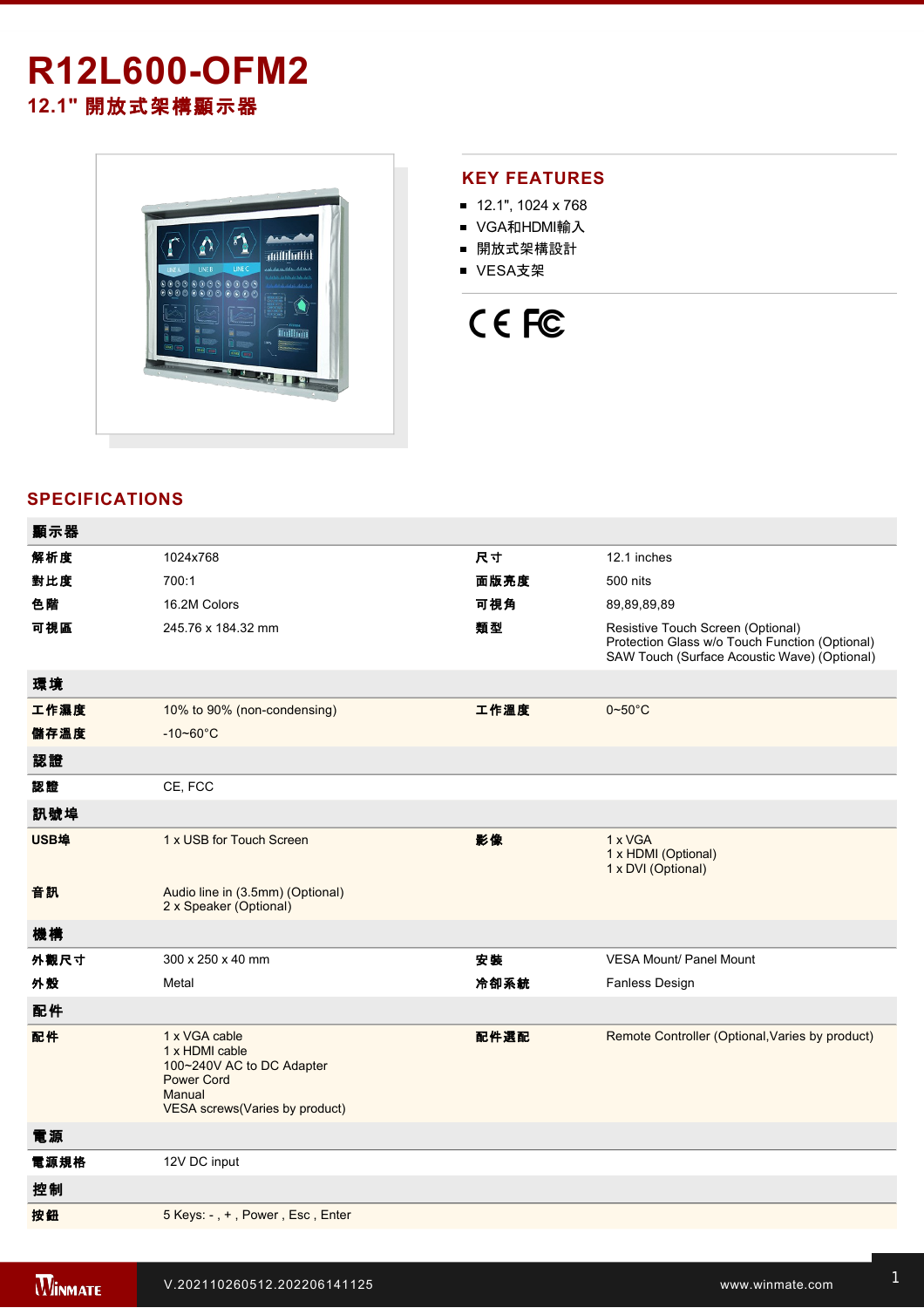# R12L600-OFM2

## 12.1" 開放式架構顯示器

## KEY FEATURES

- 12.1", 1024 x 768
- VGA和HDMI輸入
- 開放式架構設計
- VESA支架

## SPECIFICATIONS

| 顯示器 | | | |
|---|---|---|---|
| 解析度 | 1024x768 | 尺寸 | 12.1 inches |
| 對比度 | 700:1 | 面版亮度 | 500 nits |
| 色階 | 16.2M Colors | 可視角 | 89,89,89,89 |
| 可視區 | 245.76 x 184.32 mm | 類型 | Resistive Touch Screen (Optional)<br>Protection Glass w/o Touch Function (Optional)<br>SAW Touch (Surface Acoustic Wave) (Optional) |
| **環境** | | | |
| 工作濕度 | 10% to 90% (non-condensing) | 工作溫度 | 0~50°C |
| 儲存溫度 | -10~60°C | | |
| **認證** | | | |
| 認證 | CE, FCC | | |
| **訊號埠** | | | |
| USB埠 | 1 x USB for Touch Screen | 影像 | 1 x VGA<br>1 x HDMI (Optional)<br>1 x DVI (Optional) |
| 音訊 | Audio line in (3.5mm) (Optional)<br>2 x Speaker (Optional) | | |
| **機構** | | | |
| 外觀尺寸 | 300 x 250 x 40 mm | 安裝 | VESA Mount/ Panel Mount |
| 外殼 | Metal | 冷卻系統 | Fanless Design |
| **配件** | | | |
| 配件 | 1 x VGA cable<br>1 x HDMI cable<br>100~240V AC to DC Adapter<br>Power Cord<br>Manual<br>VESA screws(Varies by product) | 配件選配 | Remote Controller (Optional,Varies by product) |
| **電源** | | | |
| 電源規格 | 12V DC input | | |
| **控制** | | | |
| 按鈕 | 5 Keys: - , + , Power , Esc , Enter | | |

V.202110260512.202206141125

www.winmate.com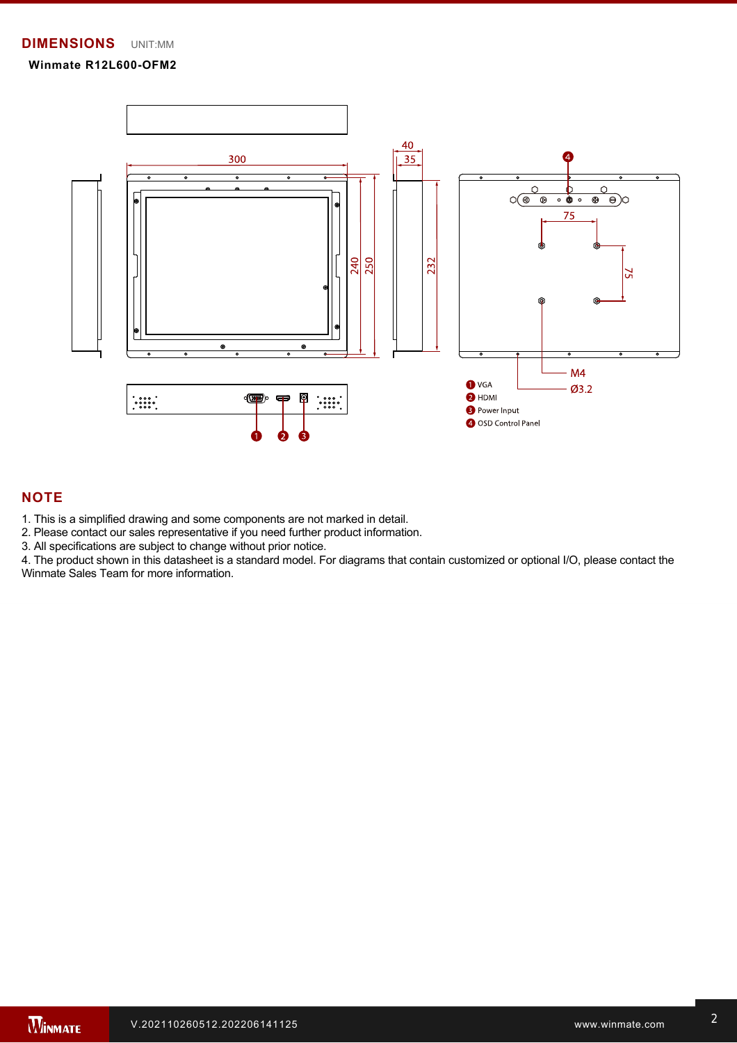## DIMENSIONS UNIT:MM

**Winmate R12L600-OFM2**

300
40
35
240
250
232
75
75
M4
Ø3.2

1 VGA
2 HDMI
3 Power Input
4 OSD Control Panel

## NOTE

1. This is a simplified drawing and some components are not marked in detail.
2. Please contact our sales representative if you need further product information.
3. All specifications are subject to change without prior notice.
4. The product shown in this datasheet is a standard model. For diagrams that contain customized or optional I/O, please contact the Winmate Sales Team for more information.